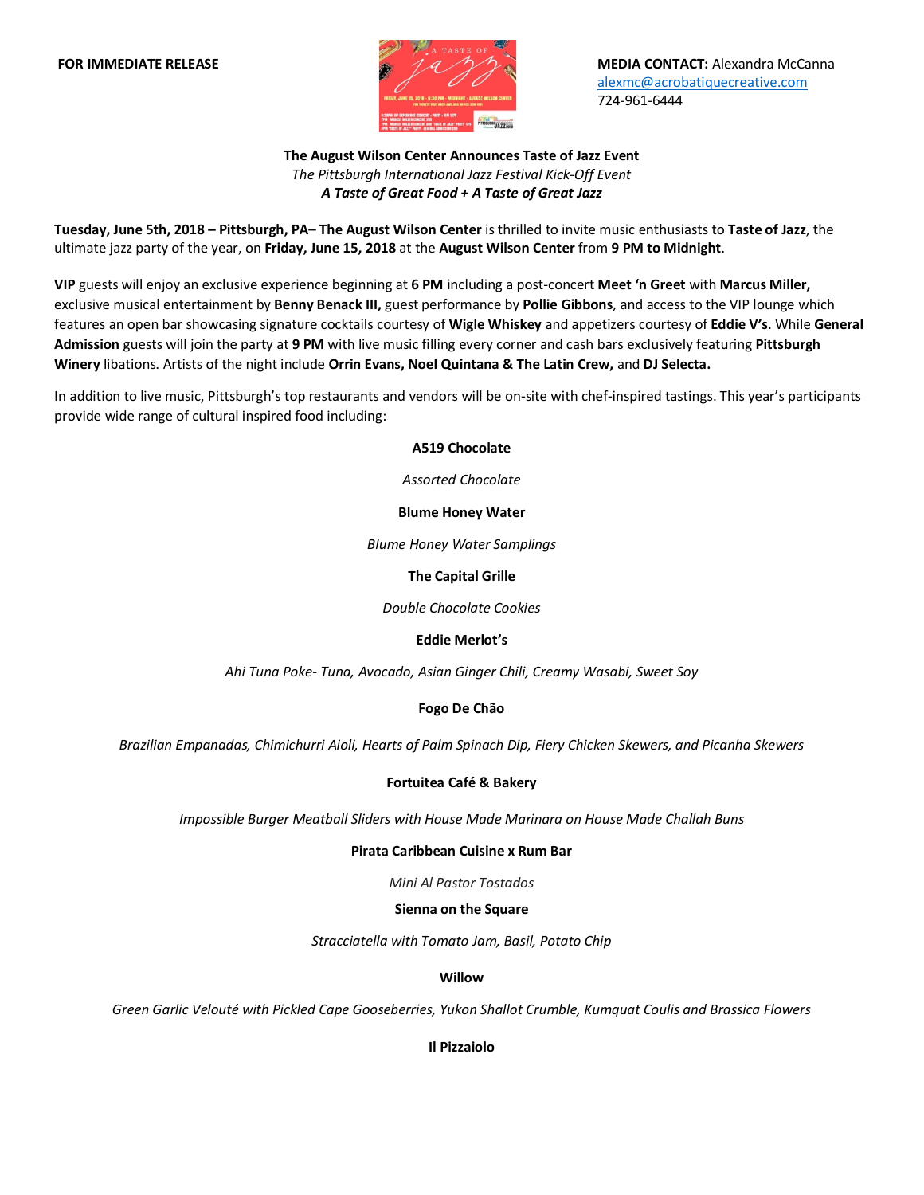**FOR IMMEDIATE RELEASE**

**MEDIA CONTACT:** Alexandra McCanna
alexmc@acrobatiquecreative.com
724-961-6444

**The August Wilson Center Announces Taste of Jazz Event**

*The Pittsburgh International Jazz Festival Kick-Off Event*

***A Taste of Great Food + A Taste of Great Jazz***

**Tuesday, June 5th, 2018 – Pittsburgh, PA– The August Wilson Center** is thrilled to invite music enthusiasts to **Taste of Jazz**, the ultimate jazz party of the year, on **Friday, June 15, 2018** at the **August Wilson Center** from **9 PM to Midnight**.

**VIP** guests will enjoy an exclusive experience beginning at **6 PM** including a post-concert **Meet 'n Greet** with **Marcus Miller,** exclusive musical entertainment by **Benny Benack III,** guest performance by **Pollie Gibbons**, and access to the VIP lounge which features an open bar showcasing signature cocktails courtesy of **Wigle Whiskey** and appetizers courtesy of **Eddie V's**. While **General Admission** guests will join the party at **9 PM** with live music filling every corner and cash bars exclusively featuring **Pittsburgh Winery** libations. Artists of the night include **Orrin Evans, Noel Quintana & The Latin Crew,** and **DJ Selecta.**

In addition to live music, Pittsburgh's top restaurants and vendors will be on-site with chef-inspired tastings. This year's participants provide wide range of cultural inspired food including:

**A519 Chocolate**

*Assorted Chocolate*

**Blume Honey Water**

*Blume Honey Water Samplings*

**The Capital Grille**

*Double Chocolate Cookies*

**Eddie Merlot's**

*Ahi Tuna Poke- Tuna, Avocado, Asian Ginger Chili, Creamy Wasabi, Sweet Soy*

**Fogo De Chão**

*Brazilian Empanadas, Chimichurri Aioli, Hearts of Palm Spinach Dip, Fiery Chicken Skewers, and Picanha Skewers*

**Fortuitea Café & Bakery**

*Impossible Burger Meatball Sliders with House Made Marinara on House Made Challah Buns*

**Pirata Caribbean Cuisine x Rum Bar**

*Mini Al Pastor Tostados*

**Sienna on the Square**

*Stracciatella with Tomato Jam, Basil, Potato Chip*

**Willow**

*Green Garlic Velouté with Pickled Cape Gooseberries, Yukon Shallot Crumble, Kumquat Coulis and Brassica Flowers*

**Il Pizzaiolo**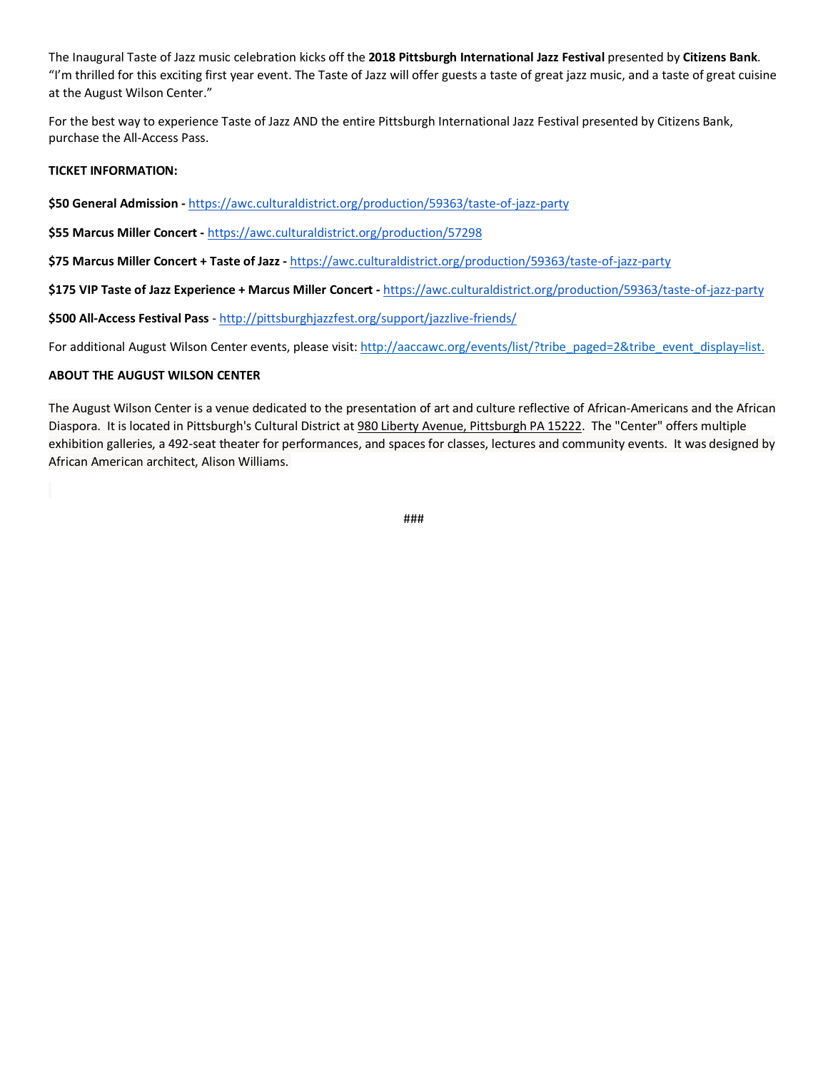The Inaugural Taste of Jazz music celebration kicks off the **2018 Pittsburgh International Jazz Festival** presented by **Citizens Bank**. "I'm thrilled for this exciting first year event. The Taste of Jazz will offer guests a taste of great jazz music, and a taste of great cuisine at the August Wilson Center."

For the best way to experience Taste of Jazz AND the entire Pittsburgh International Jazz Festival presented by Citizens Bank, purchase the All-Access Pass.

**TICKET INFORMATION:**

**$50 General Admission -** https://awc.culturaldistrict.org/production/59363/taste-of-jazz-party

**$55 Marcus Miller Concert -** https://awc.culturaldistrict.org/production/57298

**$75 Marcus Miller Concert + Taste of Jazz -** https://awc.culturaldistrict.org/production/59363/taste-of-jazz-party

**$175 VIP Taste of Jazz Experience + Marcus Miller Concert -** https://awc.culturaldistrict.org/production/59363/taste-of-jazz-party

**$500 All-Access Festival Pass** - http://pittsburghjazzfest.org/support/jazzlive-friends/

For additional August Wilson Center events, please visit: http://aaccawc.org/events/list/?tribe_paged=2&tribe_event_display=list.

**ABOUT THE AUGUST WILSON CENTER**

The August Wilson Center is a venue dedicated to the presentation of art and culture reflective of African-Americans and the African Diaspora. It is located in Pittsburgh's Cultural District at 980 Liberty Avenue, Pittsburgh PA 15222. The "Center" offers multiple exhibition galleries, a 492-seat theater for performances, and spaces for classes, lectures and community events. It was designed by African American architect, Alison Williams.

###